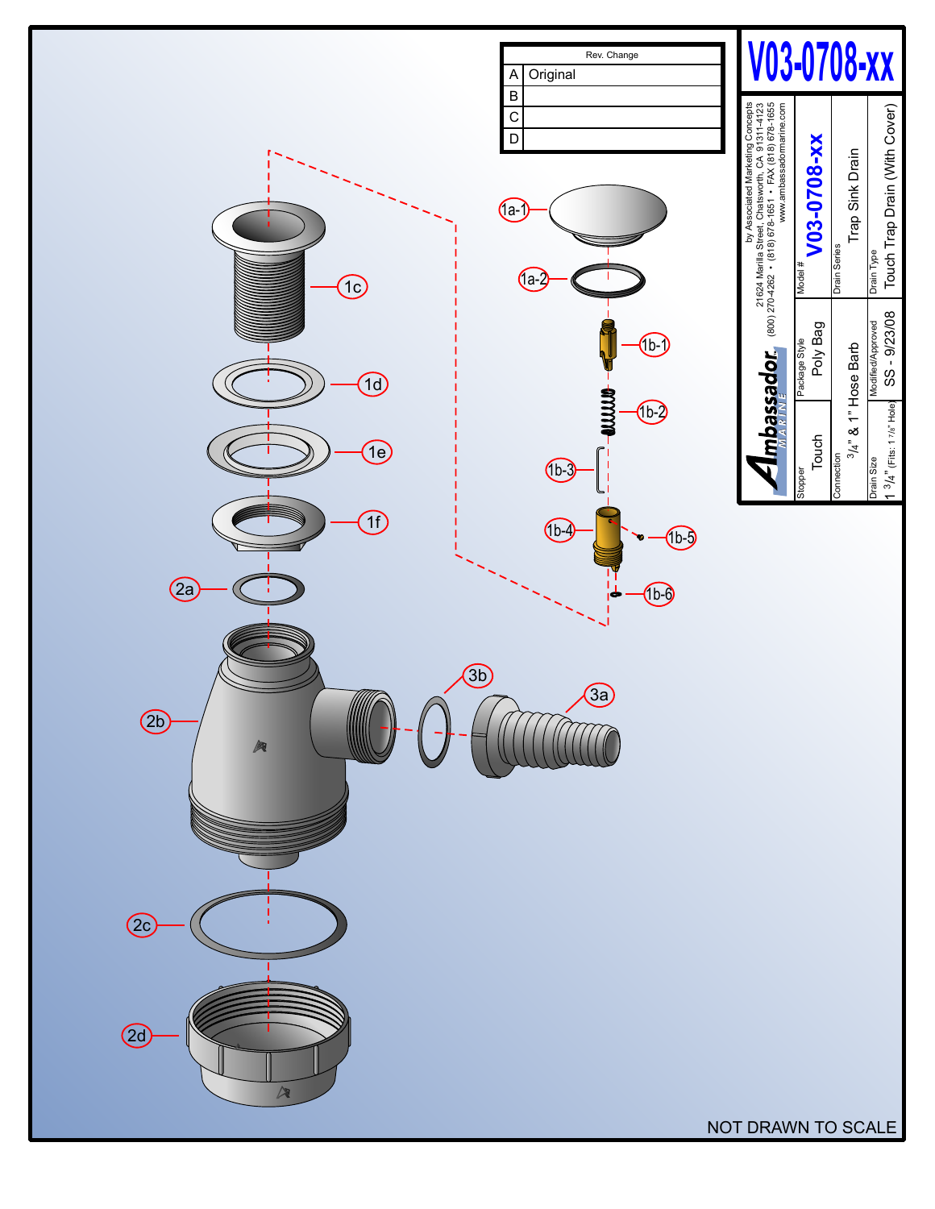| Rev. | Change |
|---|---|
| A | Original |
| B | |
| C | |
| D | |

# V03-0708-xx

by Associated Marketing Concepts
21624 Marilla Street, Chatsworth, CA 91311-4123
(800) 270-4262 • (818) 678-1651 • FAX (818) 678-1655
www.ambassadormarine.com

Ambassador MARINE

| Model # | V03-0708-xx |
|---|---|
| Stopper | Touch |
| Package Style | Poly Bag |
| Drain Series | Trap Sink Drain |
| Connection | 3/4" & 1" Hose Barb |
| Drain Type | Touch Trap Drain (With Cover) |
| Drain Size | 1 3/4" (Fits: 1 7/8" Hole) |
| Modified/Approved | SS - 9/23/08 |

1a-1
1a-2
1b-1
1b-2
1b-3
1b-4
1b-5
1b-6
1c
1d
1e
1f
2a
2b
2c
2d
3a
3b

NOT DRAWN TO SCALE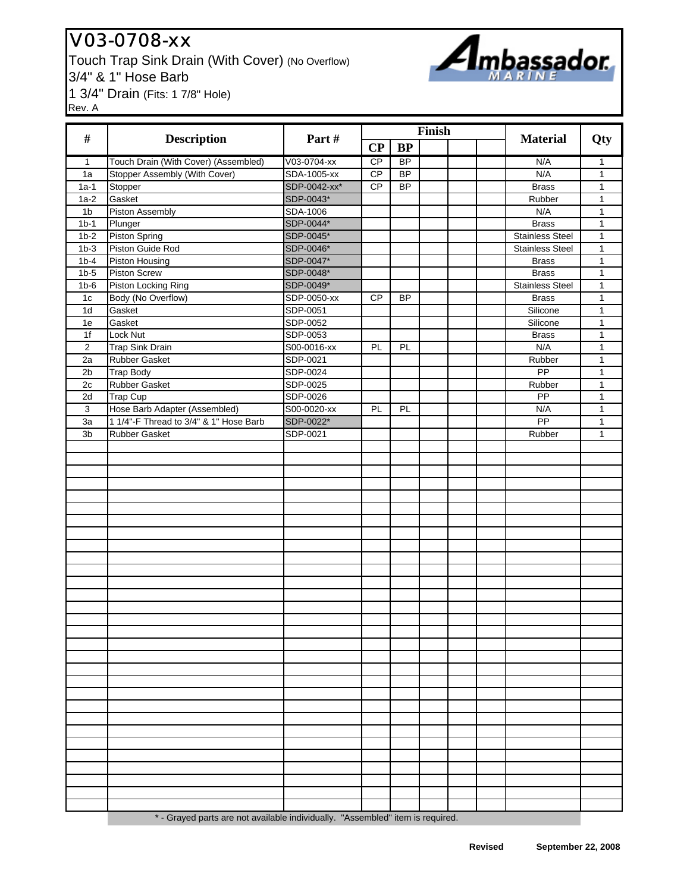# V03-0708-xx

Touch Trap Sink Drain (With Cover) (No Overflow)
3/4" & 1" Hose Barb
1 3/4" Drain (Fits: 1 7/8" Hole)
Rev. A

Ambassador MARINE

| # | Description | Part # | Finish | | | | | Material | Qty |
|---|---|---|---|---|---|---|---|---|---|
| | | | CP | BP | | | | | |
| 1 | Touch Drain (With Cover) (Assembled) | V03-0704-xx | CP | BP | | | | N/A | 1 |
| 1a | Stopper Assembly (With Cover) | SDA-1005-xx | CP | BP | | | | N/A | 1 |
| 1a-1 | Stopper | SDP-0042-xx* | CP | BP | | | | Brass | 1 |
| 1a-2 | Gasket | SDP-0043* | | | | | | Rubber | 1 |
| 1b | Piston Assembly | SDA-1006 | | | | | | N/A | 1 |
| 1b-1 | Plunger | SDP-0044* | | | | | | Brass | 1 |
| 1b-2 | Piston Spring | SDP-0045* | | | | | | Stainless Steel | 1 |
| 1b-3 | Piston Guide Rod | SDP-0046* | | | | | | Stainless Steel | 1 |
| 1b-4 | Piston Housing | SDP-0047* | | | | | | Brass | 1 |
| 1b-5 | Piston Screw | SDP-0048* | | | | | | Brass | 1 |
| 1b-6 | Piston Locking Ring | SDP-0049* | | | | | | Stainless Steel | 1 |
| 1c | Body (No Overflow) | SDP-0050-xx | CP | BP | | | | Brass | 1 |
| 1d | Gasket | SDP-0051 | | | | | | Silicone | 1 |
| 1e | Gasket | SDP-0052 | | | | | | Silicone | 1 |
| 1f | Lock Nut | SDP-0053 | | | | | | Brass | 1 |
| 2 | Trap Sink Drain | S00-0016-xx | PL | PL | | | | N/A | 1 |
| 2a | Rubber Gasket | SDP-0021 | | | | | | Rubber | 1 |
| 2b | Trap Body | SDP-0024 | | | | | | PP | 1 |
| 2c | Rubber Gasket | SDP-0025 | | | | | | Rubber | 1 |
| 2d | Trap Cup | SDP-0026 | | | | | | PP | 1 |
| 3 | Hose Barb Adapter (Assembled) | S00-0020-xx | PL | PL | | | | N/A | 1 |
| 3a | 1 1/4"-F Thread to 3/4" & 1" Hose Barb | SDP-0022* | | | | | | PP | 1 |
| 3b | Rubber Gasket | SDP-0021 | | | | | | Rubber | 1 |

* - Grayed parts are not available individually. "Assembled" item is required.

Revised September 22, 2008